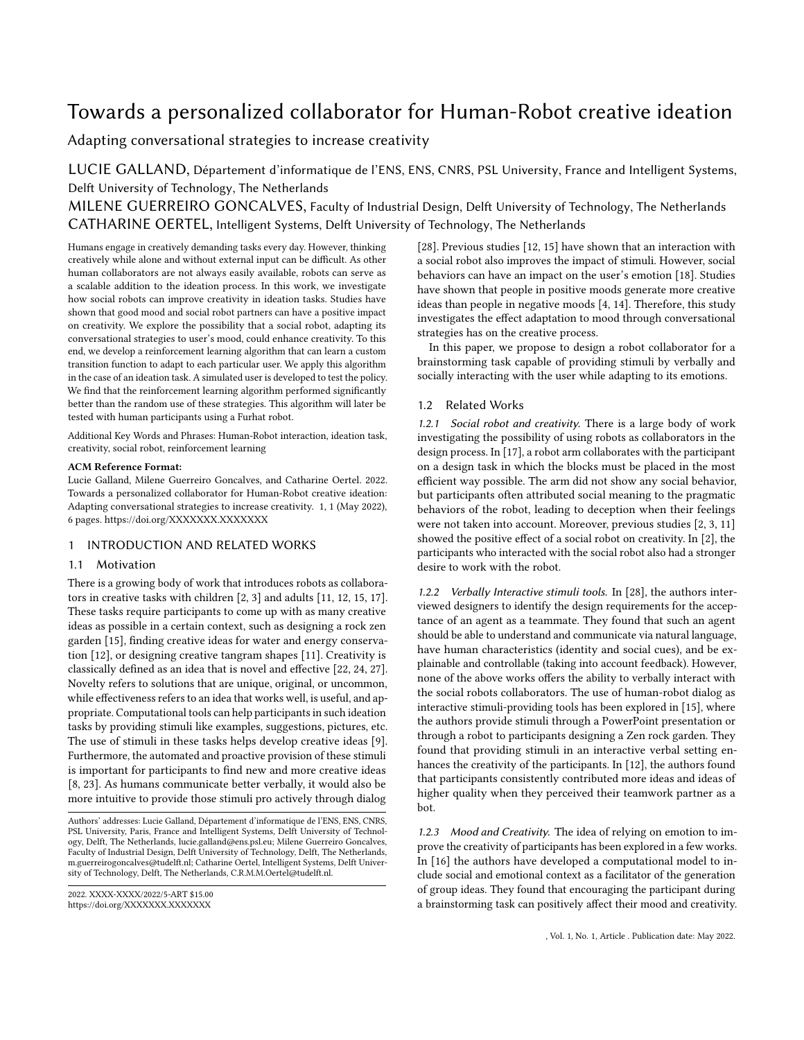# Towards a personalized collaborator for Human-Robot creative ideation

## Adapting conversational strategies to increase creativity

LUCIE GALLAND, Département d'informatique de l'ENS, ENS, CNRS, PSL University, France and Intelligent Systems, Delft University of Technology, The Netherlands

MILENE GUERREIRO GONCALVES, Faculty of Industrial Design, Delft University of Technology, The Netherlands

CATHARINE OERTEL, Intelligent Systems, Delft University of Technology, The Netherlands

Humans engage in creatively demanding tasks every day. However, thinking creatively while alone and without external input can be difficult. As other human collaborators are not always easily available, robots can serve as a scalable addition to the ideation process. In this work, we investigate how social robots can improve creativity in ideation tasks. Studies have shown that good mood and social robot partners can have a positive impact on creativity. We explore the possibility that a social robot, adapting its conversational strategies to user's mood, could enhance creativity. To this end, we develop a reinforcement learning algorithm that can learn a custom transition function to adapt to each particular user. We apply this algorithm in the case of an ideation task. A simulated user is developed to test the policy. We find that the reinforcement learning algorithm performed significantly better than the random use of these strategies. This algorithm will later be tested with human participants using a Furhat robot.

Additional Key Words and Phrases: Human-Robot interaction, ideation task, creativity, social robot, reinforcement learning

**ACM Reference Format:**

Lucie Galland, Milene Guerreiro Goncalves, and Catharine Oertel. 2022. Towards a personalized collaborator for Human-Robot creative ideation: Adapting conversational strategies to increase creativity. 1, 1 (May 2022), 6 pages. https://doi.org/XXXXXXX.XXXXXXX

## 1 INTRODUCTION AND RELATED WORKS

### 1.1 Motivation

There is a growing body of work that introduces robots as collaborators in creative tasks with children [2, 3] and adults [11, 12, 15, 17]. These tasks require participants to come up with as many creative ideas as possible in a certain context, such as designing a rock zen garden [15], finding creative ideas for water and energy conservation [12], or designing creative tangram shapes [11]. Creativity is classically defined as an idea that is novel and effective [22, 24, 27]. Novelty refers to solutions that are unique, original, or uncommon, while effectiveness refers to an idea that works well, is useful, and appropriate. Computational tools can help participants in such ideation tasks by providing stimuli like examples, suggestions, pictures, etc. The use of stimuli in these tasks helps develop creative ideas [9]. Furthermore, the automated and proactive provision of these stimuli is important for participants to find new and more creative ideas [8, 23]. As humans communicate better verbally, it would also be more intuitive to provide those stimuli pro actively through dialog [28]. Previous studies [12, 15] have shown that an interaction with a social robot also improves the impact of stimuli. However, social behaviors can have an impact on the user's emotion [18]. Studies have shown that people in positive moods generate more creative ideas than people in negative moods [4, 14]. Therefore, this study investigates the effect adaptation to mood through conversational strategies has on the creative process.

In this paper, we propose to design a robot collaborator for a brainstorming task capable of providing stimuli by verbally and socially interacting with the user while adapting to its emotions.

### 1.2 Related Works

*1.2.1 Social robot and creativity.* There is a large body of work investigating the possibility of using robots as collaborators in the design process. In [17], a robot arm collaborates with the participant on a design task in which the blocks must be placed in the most efficient way possible. The arm did not show any social behavior, but participants often attributed social meaning to the pragmatic behaviors of the robot, leading to deception when their feelings were not taken into account. Moreover, previous studies [2, 3, 11] showed the positive effect of a social robot on creativity. In [2], the participants who interacted with the social robot also had a stronger desire to work with the robot.

*1.2.2 Verbally Interactive stimuli tools.* In [28], the authors interviewed designers to identify the design requirements for the acceptance of an agent as a teammate. They found that such an agent should be able to understand and communicate via natural language, have human characteristics (identity and social cues), and be explainable and controllable (taking into account feedback). However, none of the above works offers the ability to verbally interact with the social robots collaborators. The use of human-robot dialog as interactive stimuli-providing tools has been explored in [15], where the authors provide stimuli through a PowerPoint presentation or through a robot to participants designing a Zen rock garden. They found that providing stimuli in an interactive verbal setting enhances the creativity of the participants. In [12], the authors found that participants consistently contributed more ideas and ideas of higher quality when they perceived their teamwork partner as a bot.

*1.2.3 Mood and Creativity.* The idea of relying on emotion to improve the creativity of participants has been explored in a few works. In [16] the authors have developed a computational model to include social and emotional context as a facilitator of the generation of group ideas. They found that encouraging the participant during a brainstorming task can positively affect their mood and creativity.

Authors' addresses: Lucie Galland, Département d'informatique de l'ENS, ENS, CNRS, PSL University, Paris, France and Intelligent Systems, Delft University of Technology, Delft, The Netherlands, lucie.galland@ens.psl.eu; Milene Guerreiro Goncalves, Faculty of Industrial Design, Delft University of Technology, Delft, The Netherlands, m.guerreirogoncalves@tudelft.nl; Catharine Oertel, Intelligent Systems, Delft University of Technology, Delft, The Netherlands, C.R.M.M.Oertel@tudelft.nl.

2022. XXXX-XXXX/2022/5-ART $15.00
https://doi.org/XXXXXXX.XXXXXXX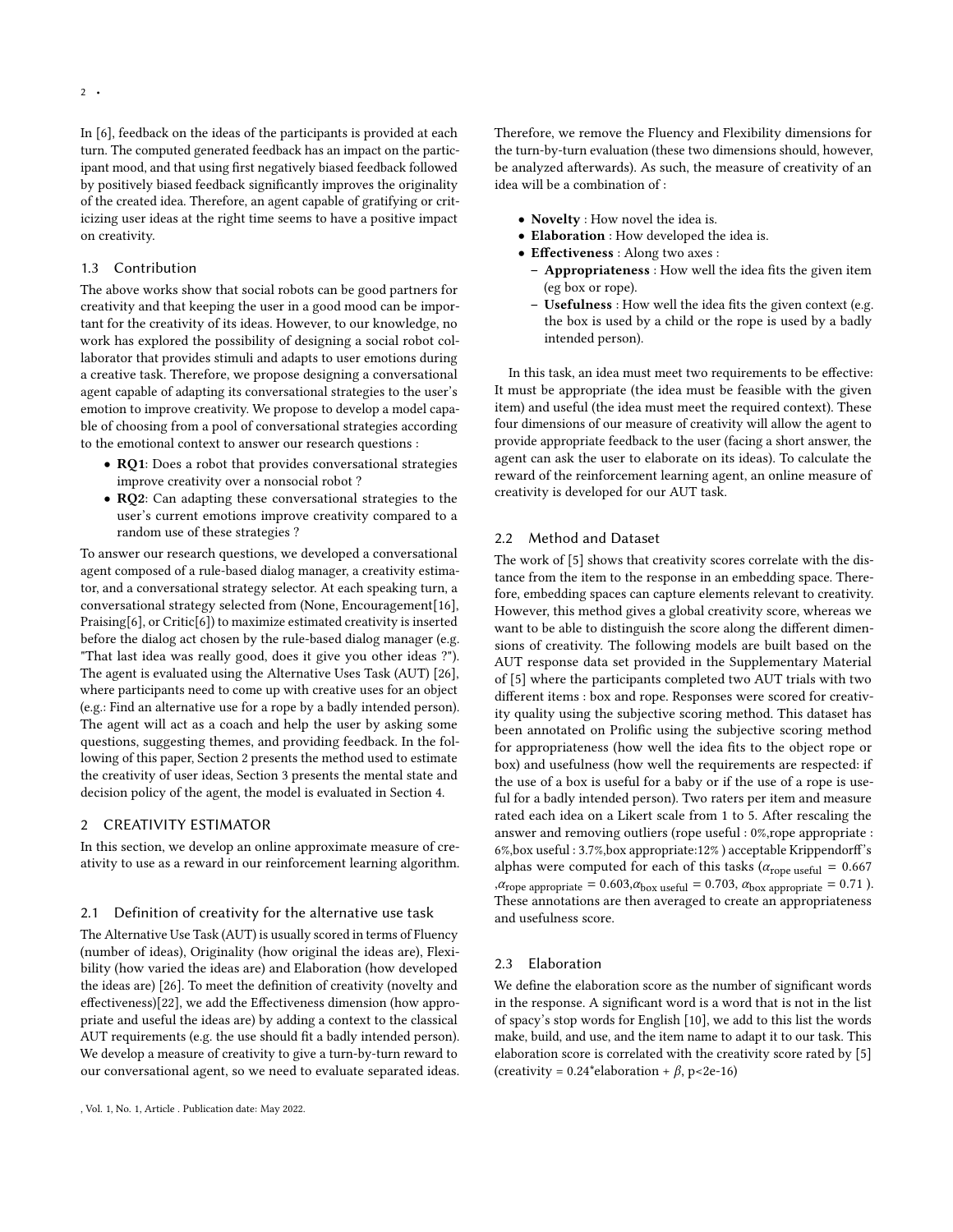In [6], feedback on the ideas of the participants is provided at each turn. The computed generated feedback has an impact on the participant mood, and that using first negatively biased feedback followed by positively biased feedback significantly improves the originality of the created idea. Therefore, an agent capable of gratifying or criticizing user ideas at the right time seems to have a positive impact on creativity.

### 1.3 Contribution

The above works show that social robots can be good partners for creativity and that keeping the user in a good mood can be important for the creativity of its ideas. However, to our knowledge, no work has explored the possibility of designing a social robot collaborator that provides stimuli and adapts to user emotions during a creative task. Therefore, we propose designing a conversational agent capable of adapting its conversational strategies to the user's emotion to improve creativity. We propose to develop a model capable of choosing from a pool of conversational strategies according to the emotional context to answer our research questions :

- **RQ1**: Does a robot that provides conversational strategies improve creativity over a nonsocial robot ?
- **RQ2**: Can adapting these conversational strategies to the user's current emotions improve creativity compared to a random use of these strategies ?

To answer our research questions, we developed a conversational agent composed of a rule-based dialog manager, a creativity estimator, and a conversational strategy selector. At each speaking turn, a conversational strategy selected from (None, Encouragement[16], Praising[6], or Critic[6]) to maximize estimated creativity is inserted before the dialog act chosen by the rule-based dialog manager (e.g. "That last idea was really good, does it give you other ideas ?"). The agent is evaluated using the Alternative Uses Task (AUT) [26], where participants need to come up with creative uses for an object (e.g.: Find an alternative use for a rope by a badly intended person). The agent will act as a coach and help the user by asking some questions, suggesting themes, and providing feedback. In the following of this paper, Section 2 presents the method used to estimate the creativity of user ideas, Section 3 presents the mental state and decision policy of the agent, the model is evaluated in Section 4.

## 2 CREATIVITY ESTIMATOR

In this section, we develop an online approximate measure of creativity to use as a reward in our reinforcement learning algorithm.

### 2.1 Definition of creativity for the alternative use task

The Alternative Use Task (AUT) is usually scored in terms of Fluency (number of ideas), Originality (how original the ideas are), Flexibility (how varied the ideas are) and Elaboration (how developed the ideas are) [26]. To meet the definition of creativity (novelty and effectiveness)[22], we add the Effectiveness dimension (how appropriate and useful the ideas are) by adding a context to the classical AUT requirements (e.g. the use should fit a badly intended person). We develop a measure of creativity to give a turn-by-turn reward to our conversational agent, so we need to evaluate separated ideas. Therefore, we remove the Fluency and Flexibility dimensions for the turn-by-turn evaluation (these two dimensions should, however, be analyzed afterwards). As such, the measure of creativity of an idea will be a combination of :

- **Novelty** : How novel the idea is.
- **Elaboration** : How developed the idea is.
- **Effectiveness** : Along two axes :
  - **Appropriateness** : How well the idea fits the given item (eg box or rope).
  - **Usefulness** : How well the idea fits the given context (e.g. the box is used by a child or the rope is used by a badly intended person).

In this task, an idea must meet two requirements to be effective: It must be appropriate (the idea must be feasible with the given item) and useful (the idea must meet the required context). These four dimensions of our measure of creativity will allow the agent to provide appropriate feedback to the user (facing a short answer, the agent can ask the user to elaborate on its ideas). To calculate the reward of the reinforcement learning agent, an online measure of creativity is developed for our AUT task.

### 2.2 Method and Dataset

The work of [5] shows that creativity scores correlate with the distance from the item to the response in an embedding space. Therefore, embedding spaces can capture elements relevant to creativity. However, this method gives a global creativity score, whereas we want to be able to distinguish the score along the different dimensions of creativity. The following models are built based on the AUT response data set provided in the Supplementary Material of [5] where the participants completed two AUT trials with two different items : box and rope. Responses were scored for creativity quality using the subjective scoring method. This dataset has been annotated on Prolific using the subjective scoring method for appropriateness (how well the idea fits to the object rope or box) and usefulness (how well the requirements are respected: if the use of a box is useful for a baby or if the use of a rope is useful for a badly intended person). Two raters per item and measure rated each idea on a Likert scale from 1 to 5. After rescaling the answer and removing outliers (rope useful : 0%,rope appropriate : 6%,box useful : 3.7%,box appropriate:12% ) acceptable Krippendorff's alphas were computed for each of this tasks ($\alpha_{\text{rope useful}} = 0.667$ ,$\alpha_{\text{rope appropriate}} = 0.603$,$\alpha_{\text{box useful}} = 0.703$, $\alpha_{\text{box appropriate}} = 0.71$ ). These annotations are then averaged to create an appropriateness and usefulness score.

### 2.3 Elaboration

We define the elaboration score as the number of significant words in the response. A significant word is a word that is not in the list of spacy's stop words for English [10], we add to this list the words make, build, and use, and the item name to adapt it to our task. This elaboration score is correlated with the creativity score rated by [5] (creativity = 0.24*elaboration + $\beta$, p<2e-16)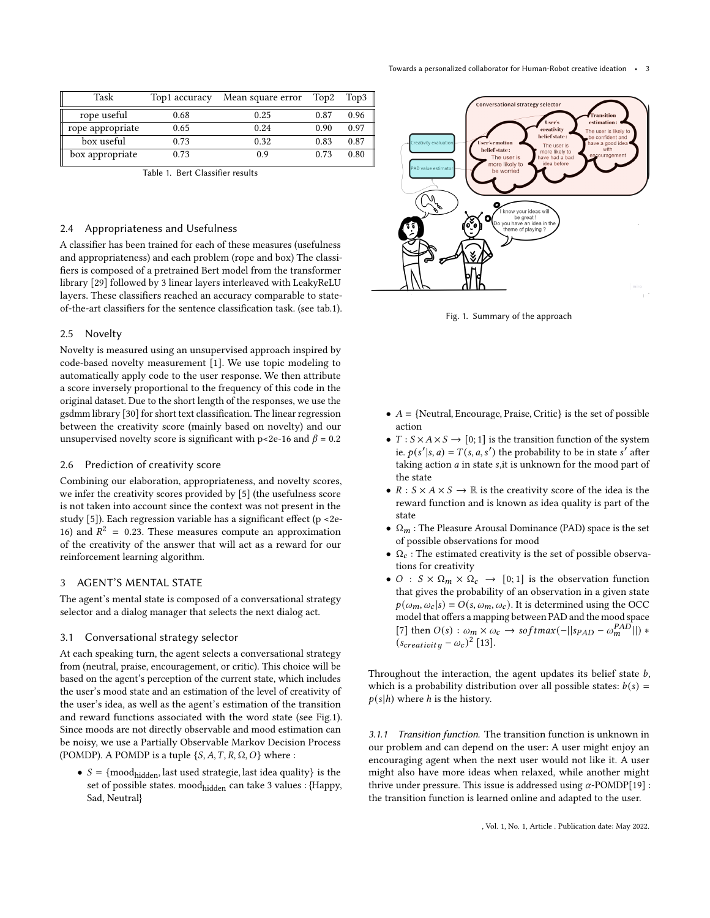| Task | Top1 accuracy | Mean square error | Top2 | Top3 |
|---|---|---|---|---|
| rope useful | 0.68 | 0.25 | 0.87 | 0.96 |
| rope appropriate | 0.65 | 0.24 | 0.90 | 0.97 |
| box useful | 0.73 | 0.32 | 0.83 | 0.87 |
| box appropriate | 0.73 | 0.9 | 0.73 | 0.80 |

Table 1. Bert Classifier results

### 2.4 Appropriateness and Usefulness

A classifier has been trained for each of these measures (usefulness and appropriateness) and each problem (rope and box) The classifiers is composed of a pretrained Bert model from the transformer library [29] followed by 3 linear layers interleaved with LeakyReLU layers. These classifiers reached an accuracy comparable to state-of-the-art classifiers for the sentence classification task. (see tab.1).

### 2.5 Novelty

Novelty is measured using an unsupervised approach inspired by code-based novelty measurement [1]. We use topic modeling to automatically apply code to the user response. We then attribute a score inversely proportional to the frequency of this code in the original dataset. Due to the short length of the responses, we use the gsdmm library [30] for short text classification. The linear regression between the creativity score (mainly based on novelty) and our unsupervised novelty score is significant with p<2e-16 and $\beta = 0.2$

### 2.6 Prediction of creativity score

Combining our elaboration, appropriateness, and novelty scores, we infer the creativity scores provided by [5] (the usefulness score is not taken into account since the context was not present in the study [5]). Each regression variable has a significant effect (p <2e-16) and $R^2 = 0.23$. These measures compute an approximation of the creativity of the answer that will act as a reward for our reinforcement learning algorithm.

## 3 AGENT'S MENTAL STATE

The agent's mental state is composed of a conversational strategy selector and a dialog manager that selects the next dialog act.

### 3.1 Conversational strategy selector

At each speaking turn, the agent selects a conversational strategy from (neutral, praise, encouragement, or critic). This choice will be based on the agent's perception of the current state, which includes the user's mood state and an estimation of the level of creativity of the user's idea, as well as the agent's estimation of the transition and reward functions associated with the word state (see Fig.1). Since moods are not directly observable and mood estimation can be noisy, we use a Partially Observable Markov Decision Process (POMDP). A POMDP is a tuple $\{S, A, T, R, \Omega, O\}$ where :

- $S = \{\text{mood}_{\text{hidden}}, \text{last used strategie}, \text{last idea quality}\}$ is the set of possible states. $\text{mood}_{\text{hidden}}$ can take 3 values : {Happy, Sad, Neutral}

Fig. 1. Summary of the approach

- $A = \{\text{Neutral}, \text{Encourage}, \text{Praise}, \text{Critic}\}$ is the set of possible action
- $T : S \times A \times S \to [0; 1]$ is the transition function of the system ie. $p(s'|s, a) = T(s, a, s')$ the probability to be in state $s'$ after taking action $a$ in state $s$,it is unknown for the mood part of the state
- $R : S \times A \times S \to \mathbb{R}$ is the creativity score of the idea is the reward function and is known as idea quality is part of the state
- $\Omega_m$ : The Pleasure Arousal Dominance (PAD) space is the set of possible observations for mood
- $\Omega_c$ : The estimated creativity is the set of possible observations for creativity
- $O : S \times \Omega_m \times \Omega_c \to [0; 1]$ is the observation function that gives the probability of an observation in a given state $p(\omega_m, \omega_c|s) = O(s, \omega_m, \omega_c)$. It is determined using the OCC model that offers a mapping between PAD and the mood space [7] then $O(s) : \omega_m \times \omega_c \to softmax(-||s_{PAD} - \omega_m^{PAD}||) * (s_{creativity} - \omega_c)^2$ [13].

Throughout the interaction, the agent updates its belief state $b$, which is a probability distribution over all possible states: $b(s) = p(s|h)$ where $h$ is the history.

#### 3.1.1 *Transition function.*

The transition function is unknown in our problem and can depend on the user: A user might enjoy an encouraging agent when the next user would not like it. A user might also have more ideas when relaxed, while another might thrive under pressure. This issue is addressed using $\alpha$-POMDP[19] : the transition function is learned online and adapted to the user.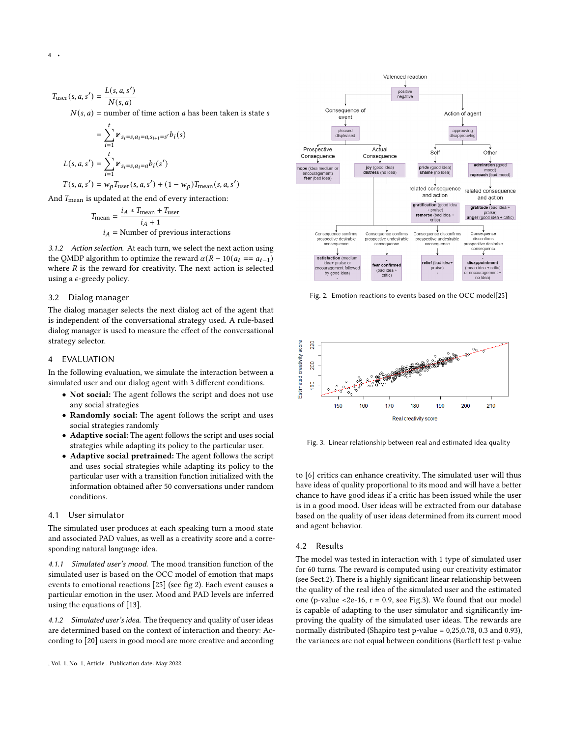$$T_{\text{user}}(s,a,s') = \frac{L(s,a,s')}{N(s,a)}$$

$$N(s,a) = \text{number of time action } a \text{ has been taken is state } s$$

$$= \sum_{i=1}^{t} \mathbb{1}_{s_i=s, a_i=a, s_{i+1}=s'} b_i(s)$$

$$L(s,a,s') = \sum_{i=1}^{t} \mathbb{1}_{s_i=s, a_i=a} b_i(s')$$

$$T(s,a,s') = w_p T_{\text{user}}(s,a,s') + (1-w_p) T_{\text{mean}}(s,a,s')$$

And $T_{\text{mean}}$ is updated at the end of every interaction:

$$T_{\text{mean}} = \frac{i_A * T_{\text{mean}} + T_{\text{user}}}{i_A + 1}$$

$$i_A = \text{Number of previous interactions}$$

*3.1.2 Action selection.* At each turn, we select the next action using the QMDP algorithm to optimize the reward $\alpha(R - 10(a_t == a_{t-1})$ where $R$ is the reward for creativity. The next action is selected using a $\epsilon$-greedy policy.

## 3.2 Dialog manager

The dialog manager selects the next dialog act of the agent that is independent of the conversational strategy used. A rule-based dialog manager is used to measure the effect of the conversational strategy selector.

# 4 EVALUATION

In the following evaluation, we simulate the interaction between a simulated user and our dialog agent with 3 different conditions.

- **Not social:** The agent follows the script and does not use any social strategies
- **Randomly social:** The agent follows the script and uses social strategies randomly
- **Adaptive social:** The agent follows the script and uses social strategies while adapting its policy to the particular user.
- **Adaptive social pretrained:** The agent follows the script and uses social strategies while adapting its policy to the particular user with a transition function initialized with the information obtained after 50 conversations under random conditions.

## 4.1 User simulator

The simulated user produces at each speaking turn a mood state and associated PAD values, as well as a creativity score and a corresponding natural language idea.

*4.1.1 Simulated user's mood.* The mood transition function of the simulated user is based on the OCC model of emotion that maps events to emotional reactions [25] (see fig 2). Each event causes a particular emotion in the user. Mood and PAD levels are inferred using the equations of [13].

*4.1.2 Simulated user's idea.* The frequency and quality of user ideas are determined based on the context of interaction and theory: According to [20] users in good mood are more creative and according to [6] critics can enhance creativity. The simulated user will thus have ideas of quality proportional to its mood and will have a better chance to have good ideas if a critic has been issued while the user is in a good mood. User ideas will be extracted from our database based on the quality of user ideas determined from its current mood and agent behavior.

Fig. 2. Emotion reactions to events based on the OCC model[25]

Fig. 3. Linear relationship between real and estimated idea quality

## 4.2 Results

The model was tested in interaction with 1 type of simulated user for 60 turns. The reward is computed using our creativity estimator (see Sect.2). There is a highly significant linear relationship between the quality of the real idea of the simulated user and the estimated one (p-value <2e-16, r = 0.9, see Fig.3). We found that our model is capable of adapting to the user simulator and significantly improving the quality of the simulated user ideas. The rewards are normally distributed (Shapiro test p-value = 0,25,0.78, 0.3 and 0.93), the variances are not equal between conditions (Bartlett test p-value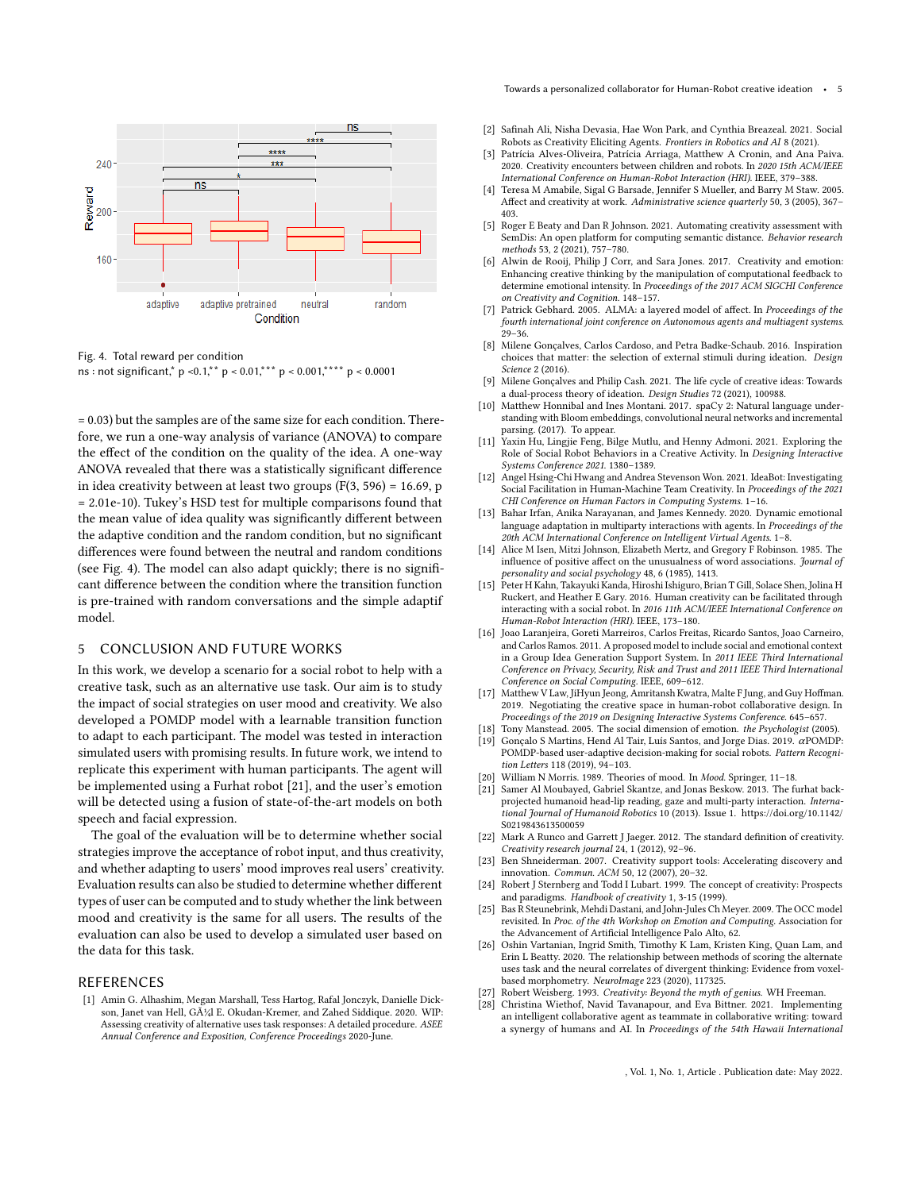Fig. 4. Total reward per condition
ns : not significant,* p <0.1,** p < 0.01,*** p < 0.001,**** p < 0.0001

= 0.03) but the samples are of the same size for each condition. Therefore, we run a one-way analysis of variance (ANOVA) to compare the effect of the condition on the quality of the idea. A one-way ANOVA revealed that there was a statistically significant difference in idea creativity between at least two groups ($F(3, 596) = 16.69$, $p = 2.01e-10$). Tukey's HSD test for multiple comparisons found that the mean value of idea quality was significantly different between the adaptive condition and the random condition, but no significant differences were found between the neutral and random conditions (see Fig. 4). The model can also adapt quickly; there is no significant difference between the condition where the transition function is pre-trained with random conversations and the simple adaptif model.

## 5 CONCLUSION AND FUTURE WORKS

In this work, we develop a scenario for a social robot to help with a creative task, such as an alternative use task. Our aim is to study the impact of social strategies on user mood and creativity. We also developed a POMDP model with a learnable transition function to adapt to each participant. The model was tested in interaction simulated users with promising results. In future work, we intend to replicate this experiment with human participants. The agent will be implemented using a Furhat robot [21], and the user's emotion will be detected using a fusion of state-of-the-art models on both speech and facial expression.

The goal of the evaluation will be to determine whether social strategies improve the acceptance of robot input, and thus creativity, and whether adapting to users' mood improves real users' creativity. Evaluation results can also be studied to determine whether different types of user can be computed and to study whether the link between mood and creativity is the same for all users. The results of the evaluation can also be used to develop a simulated user based on the data for this task.

## REFERENCES

[1] Amin G. Alhashim, Megan Marshall, Tess Hartog, Rafal Jonczyk, Danielle Dickson, Janet van Hell, GÃ¼l E. Okudan-Kremer, and Zahed Siddique. 2020. WIP: Assessing creativity of alternative uses task responses: A detailed procedure. *ASEE Annual Conference and Exposition, Conference Proceedings* 2020-June.

[2] Safinah Ali, Nisha Devasia, Hae Won Park, and Cynthia Breazeal. 2021. Social Robots as Creativity Eliciting Agents. *Frontiers in Robotics and AI* 8 (2021).

[3] Patrícia Alves-Oliveira, Patrícia Arriaga, Matthew A Cronin, and Ana Paiva. 2020. Creativity encounters between children and robots. In *2020 15th ACM/IEEE International Conference on Human-Robot Interaction (HRI)*. IEEE, 379–388.

[4] Teresa M Amabile, Sigal G Barsade, Jennifer S Mueller, and Barry M Staw. 2005. Affect and creativity at work. *Administrative science quarterly* 50, 3 (2005), 367–403.

[5] Roger E Beaty and Dan R Johnson. 2021. Automating creativity assessment with SemDis: An open platform for computing semantic distance. *Behavior research methods* 53, 2 (2021), 757–780.

[6] Alwin de Rooij, Philip J Corr, and Sara Jones. 2017. Creativity and emotion: Enhancing creative thinking by the manipulation of computational feedback to determine emotional intensity. In *Proceedings of the 2017 ACM SIGCHI Conference on Creativity and Cognition*. 148–157.

[7] Patrick Gebhard. 2005. ALMA: a layered model of affect. In *Proceedings of the fourth international joint conference on Autonomous agents and multiagent systems*. 29–36.

[8] Milene Gonçalves, Carlos Cardoso, and Petra Badke-Schaub. 2016. Inspiration choices that matter: the selection of external stimuli during ideation. *Design Science* 2 (2016).

[9] Milene Gonçalves and Philip Cash. 2021. The life cycle of creative ideas: Towards a dual-process theory of ideation. *Design Studies* 72 (2021), 100988.

[10] Matthew Honnibal and Ines Montani. 2017. spaCy 2: Natural language understanding with Bloom embeddings, convolutional neural networks and incremental parsing. (2017). To appear.

[11] Yaxin Hu, Lingjie Feng, Bilge Mutlu, and Henny Admoni. 2021. Exploring the Role of Social Robot Behaviors in a Creative Activity. In *Designing Interactive Systems Conference 2021*. 1380–1389.

[12] Angel Hsing-Chi Hwang and Andrea Stevenson Won. 2021. IdeaBot: Investigating Social Facilitation in Human-Machine Team Creativity. In *Proceedings of the 2021 CHI Conference on Human Factors in Computing Systems*. 1–16.

[13] Bahar Irfan, Anika Narayanan, and James Kennedy. 2020. Dynamic emotional language adaptation in multiparty interactions with agents. In *Proceedings of the 20th ACM International Conference on Intelligent Virtual Agents*. 1–8.

[14] Alice M Isen, Mitzi Johnson, Elizabeth Mertz, and Gregory F Robinson. 1985. The influence of positive affect on the unusualness of word associations. *Journal of personality and social psychology* 48, 6 (1985), 1413.

[15] Peter H Kahn, Takayuki Kanda, Hiroshi Ishiguro, Brian T Gill, Solace Shen, Jolina H Ruckert, and Heather E Gary. 2016. Human creativity can be facilitated through interacting with a social robot. In *2016 11th ACM/IEEE International Conference on Human-Robot Interaction (HRI)*. IEEE, 173–180.

[16] Joao Laranjeira, Goreti Marreiros, Carlos Freitas, Ricardo Santos, Joao Carneiro, and Carlos Ramos. 2011. A proposed model to include social and emotional context in a Group Idea Generation Support System. In *2011 IEEE Third International Conference on Privacy, Security, Risk and Trust and 2011 IEEE Third International Conference on Social Computing*. IEEE, 609–612.

[17] Matthew V Law, JiHyun Jeong, Amritansh Kwatra, Malte F Jung, and Guy Hoffman. 2019. Negotiating the creative space in human-robot collaborative design. In *Proceedings of the 2019 on Designing Interactive Systems Conference*. 645–657.

[18] Tony Manstead. 2005. The social dimension of emotion. *the Psychologist* (2005).

[19] Gonçalo S Martins, Hend Al Tair, Luís Santos, and Jorge Dias. 2019. αPOMDP: POMDP-based user-adaptive decision-making for social robots. *Pattern Recognition Letters* 118 (2019), 94–103.

[20] William N Morris. 1989. Theories of mood. In *Mood*. Springer, 11–18.

[21] Samer Al Moubayed, Gabriel Skantze, and Jonas Beskow. 2013. The furhat back-projected humanoid head-lip reading, gaze and multi-party interaction. *International Journal of Humanoid Robotics* 10 (2013). Issue 1. https://doi.org/10.1142/S0219843613500059

[22] Mark A Runco and Garrett J Jaeger. 2012. The standard definition of creativity. *Creativity research journal* 24, 1 (2012), 92–96.

[23] Ben Shneiderman. 2007. Creativity support tools: Accelerating discovery and innovation. *Commun. ACM* 50, 12 (2007), 20–32.

[24] Robert J Sternberg and Todd I Lubart. 1999. The concept of creativity: Prospects and paradigms. *Handbook of creativity* 1, 3-15 (1999).

[25] Bas R Steunebrink, Mehdi Dastani, and John-Jules Ch Meyer. 2009. The OCC model revisited. In *Proc. of the 4th Workshop on Emotion and Computing*. Association for the Advancement of Artificial Intelligence Palo Alto, 62.

[26] Oshin Vartanian, Ingrid Smith, Timothy K Lam, Kristen King, Quan Lam, and Erin L Beatty. 2020. The relationship between methods of scoring the alternate uses task and the neural correlates of divergent thinking: Evidence from voxel-based morphometry. *NeuroImage* 223 (2020), 117325.

[27] Robert Weisberg. 1993. *Creativity: Beyond the myth of genius.* WH Freeman.

[28] Christina Wiethof, Navid Tavanapour, and Eva Bittner. 2021. Implementing an intelligent collaborative agent as teammate in collaborative writing: toward a synergy of humans and AI. In *Proceedings of the 54th Hawaii International*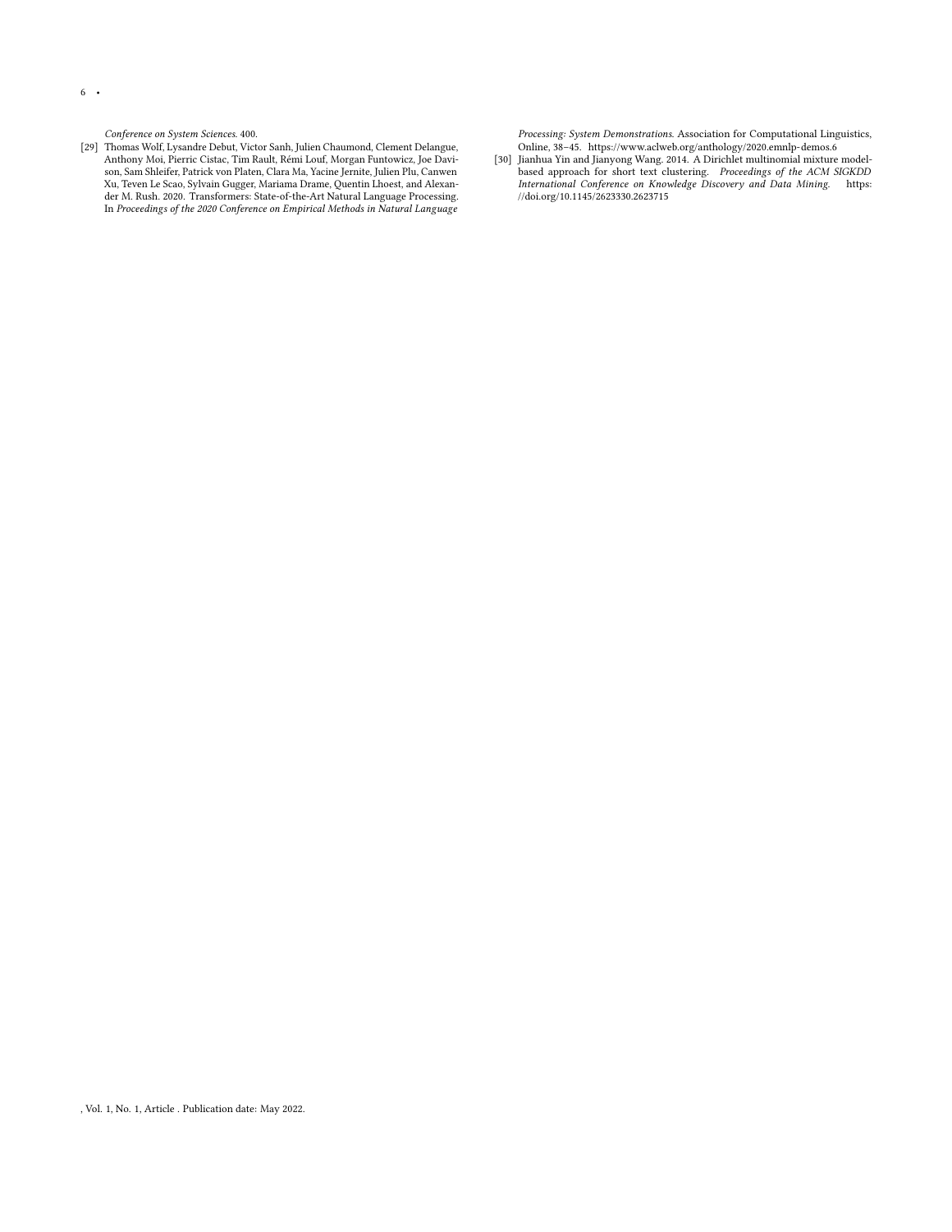*Conference on System Sciences*. 400.

[29] Thomas Wolf, Lysandre Debut, Victor Sanh, Julien Chaumond, Clement Delangue, Anthony Moi, Pierric Cistac, Tim Rault, Rémi Louf, Morgan Funtowicz, Joe Davison, Sam Shleifer, Patrick von Platen, Clara Ma, Yacine Jernite, Julien Plu, Canwen Xu, Teven Le Scao, Sylvain Gugger, Mariama Drame, Quentin Lhoest, and Alexander M. Rush. 2020. Transformers: State-of-the-Art Natural Language Processing. In *Proceedings of the 2020 Conference on Empirical Methods in Natural Language Processing: System Demonstrations*. Association for Computational Linguistics, Online, 38–45. https://www.aclweb.org/anthology/2020.emnlp-demos.6

[30] Jianhua Yin and Jianyong Wang. 2014. A Dirichlet multinomial mixture model-based approach for short text clustering. *Proceedings of the ACM SIGKDD International Conference on Knowledge Discovery and Data Mining*. https://doi.org/10.1145/2623330.2623715